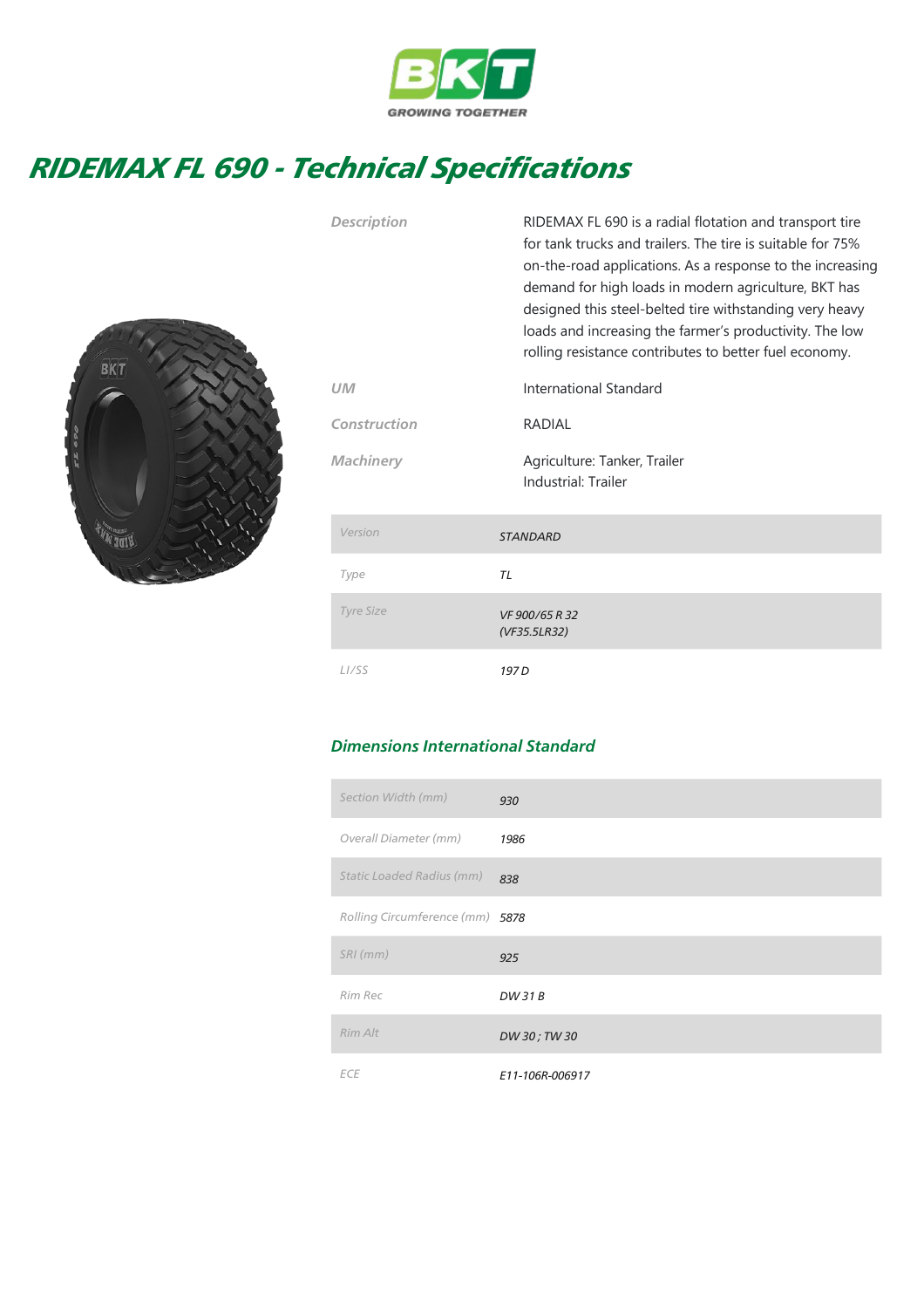BKT
GROWING TOGETHER

# RIDEMAX FL 690 - Technical Specifications

| | |
|---|---|
| *Description* | RIDEMAX FL 690 is a radial flotation and transport tire for tank trucks and trailers. The tire is suitable for 75% on-the-road applications. As a response to the increasing demand for high loads in modern agriculture, BKT has designed this steel-belted tire withstanding very heavy loads and increasing the farmer's productivity. The low rolling resistance contributes to better fuel economy. |
| *UM* | International Standard |
| *Construction* | RADIAL |
| *Machinery* | Agriculture: Tanker, Trailer<br>Industrial: Trailer |

| | |
|---|---|
| *Version* | *STANDARD* |
| *Type* | *TL* |
| *Tyre Size* | *VF 900/65 R 32 (VF35.5LR32)* |
| *LI/SS* | *197 D* |

### *Dimensions International Standard*

| | |
|---|---|
| *Section Width (mm)* | *930* |
| *Overall Diameter (mm)* | *1986* |
| *Static Loaded Radius (mm)* | *838* |
| *Rolling Circumference (mm)* | *5878* |
| *SRI (mm)* | *925* |
| *Rim Rec* | *DW 31 B* |
| *Rim Alt* | *DW 30 ; TW 30* |
| *ECE* | *E11-106R-006917* |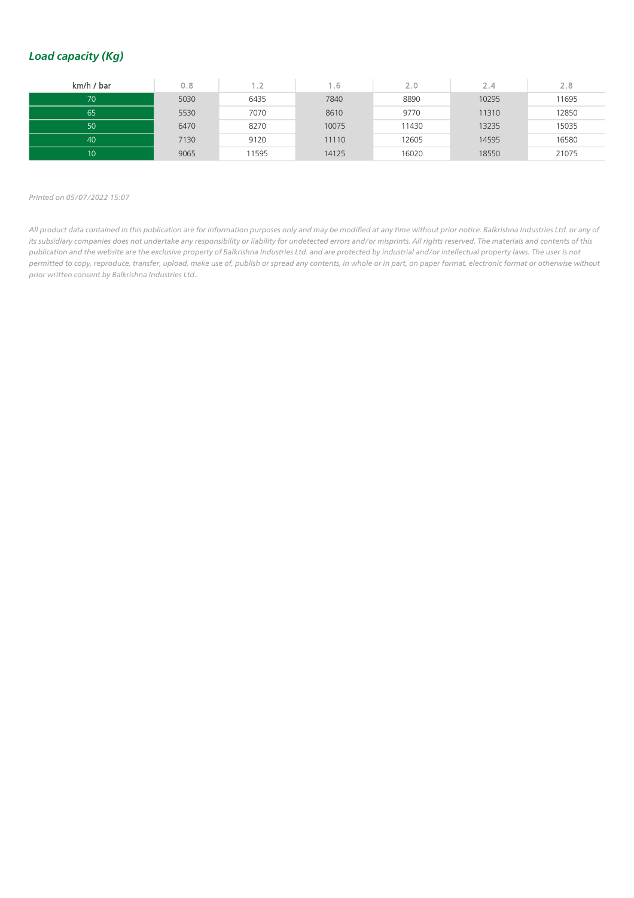## *Load capacity (Kg)*

| km/h / bar | 0.8 | 1.2 | 1.6 | 2.0 | 2.4 | 2.8 |
|---|---|---|---|---|---|---|
| 70 | 5030 | 6435 | 7840 | 8890 | 10295 | 11695 |
| 65 | 5530 | 7070 | 8610 | 9770 | 11310 | 12850 |
| 50 | 6470 | 8270 | 10075 | 11430 | 13235 | 15035 |
| 40 | 7130 | 9120 | 11110 | 12605 | 14595 | 16580 |
| 10 | 9065 | 11595 | 14125 | 16020 | 18550 | 21075 |

*Printed on 05/07/2022 15:07*

*All product data contained in this publication are for information purposes only and may be modified at any time without prior notice. Balkrishna Industries Ltd. or any of its subsidiary companies does not undertake any responsibility or liability for undetected errors and/or misprints. All rights reserved. The materials and contents of this publication and the website are the exclusive property of Balkrishna Industries Ltd. and are protected by industrial and/or intellectual property laws. The user is not permitted to copy, reproduce, transfer, upload, make use of, publish or spread any contents, in whole or in part, on paper format, electronic format or otherwise without prior written consent by Balkrishna Industries Ltd..*